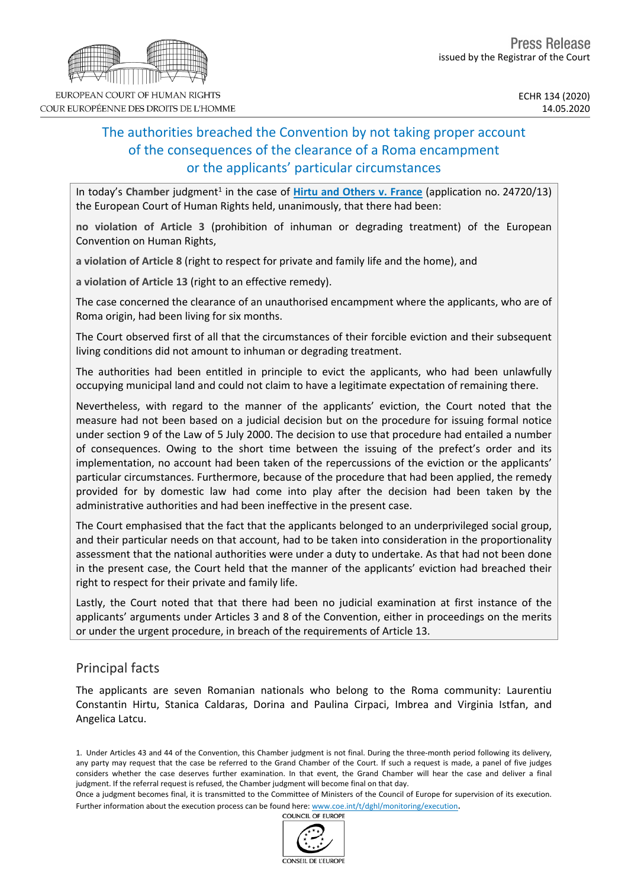EUROPEAN COURT OF HUMAN RIGHTS
COUR EUROPÉENNE DES DROITS DE L'HOMME

Press Release
issued by the Registrar of the Court

ECHR 134 (2020)
14.05.2020

# The authorities breached the Convention by not taking proper account of the consequences of the clearance of a Roma encampment or the applicants' particular circumstances

In today's **Chamber** judgment[1] in the case of **Hirtu and Others v. France** (application no. 24720/13) the European Court of Human Rights held, unanimously, that there had been:

**no violation of Article 3** (prohibition of inhuman or degrading treatment) of the European Convention on Human Rights,

**a violation of Article 8** (right to respect for private and family life and the home), and

**a violation of Article 13** (right to an effective remedy).

The case concerned the clearance of an unauthorised encampment where the applicants, who are of Roma origin, had been living for six months.

The Court observed first of all that the circumstances of their forcible eviction and their subsequent living conditions did not amount to inhuman or degrading treatment.

The authorities had been entitled in principle to evict the applicants, who had been unlawfully occupying municipal land and could not claim to have a legitimate expectation of remaining there.

Nevertheless, with regard to the manner of the applicants' eviction, the Court noted that the measure had not been based on a judicial decision but on the procedure for issuing formal notice under section 9 of the Law of 5 July 2000. The decision to use that procedure had entailed a number of consequences. Owing to the short time between the issuing of the prefect's order and its implementation, no account had been taken of the repercussions of the eviction or the applicants' particular circumstances. Furthermore, because of the procedure that had been applied, the remedy provided for by domestic law had come into play after the decision had been taken by the administrative authorities and had been ineffective in the present case.

The Court emphasised that the fact that the applicants belonged to an underprivileged social group, and their particular needs on that account, had to be taken into consideration in the proportionality assessment that the national authorities were under a duty to undertake. As that had not been done in the present case, the Court held that the manner of the applicants' eviction had breached their right to respect for their private and family life.

Lastly, the Court noted that that there had been no judicial examination at first instance of the applicants' arguments under Articles 3 and 8 of the Convention, either in proceedings on the merits or under the urgent procedure, in breach of the requirements of Article 13.

## Principal facts

The applicants are seven Romanian nationals who belong to the Roma community: Laurentiu Constantin Hirtu, Stanica Caldaras, Dorina and Paulina Cirpaci, Imbrea and Virginia Istfan, and Angelica Latcu.

---

1. Under Articles 43 and 44 of the Convention, this Chamber judgment is not final. During the three-month period following its delivery, any party may request that the case be referred to the Grand Chamber of the Court. If such a request is made, a panel of five judges considers whether the case deserves further examination. In that event, the Grand Chamber will hear the case and deliver a final judgment. If the referral request is refused, the Chamber judgment will become final on that day.
Once a judgment becomes final, it is transmitted to the Committee of Ministers of the Council of Europe for supervision of its execution. Further information about the execution process can be found here: www.coe.int/t/dghl/monitoring/execution.

COUNCIL OF EUROPE
CONSEIL DE L'EUROPE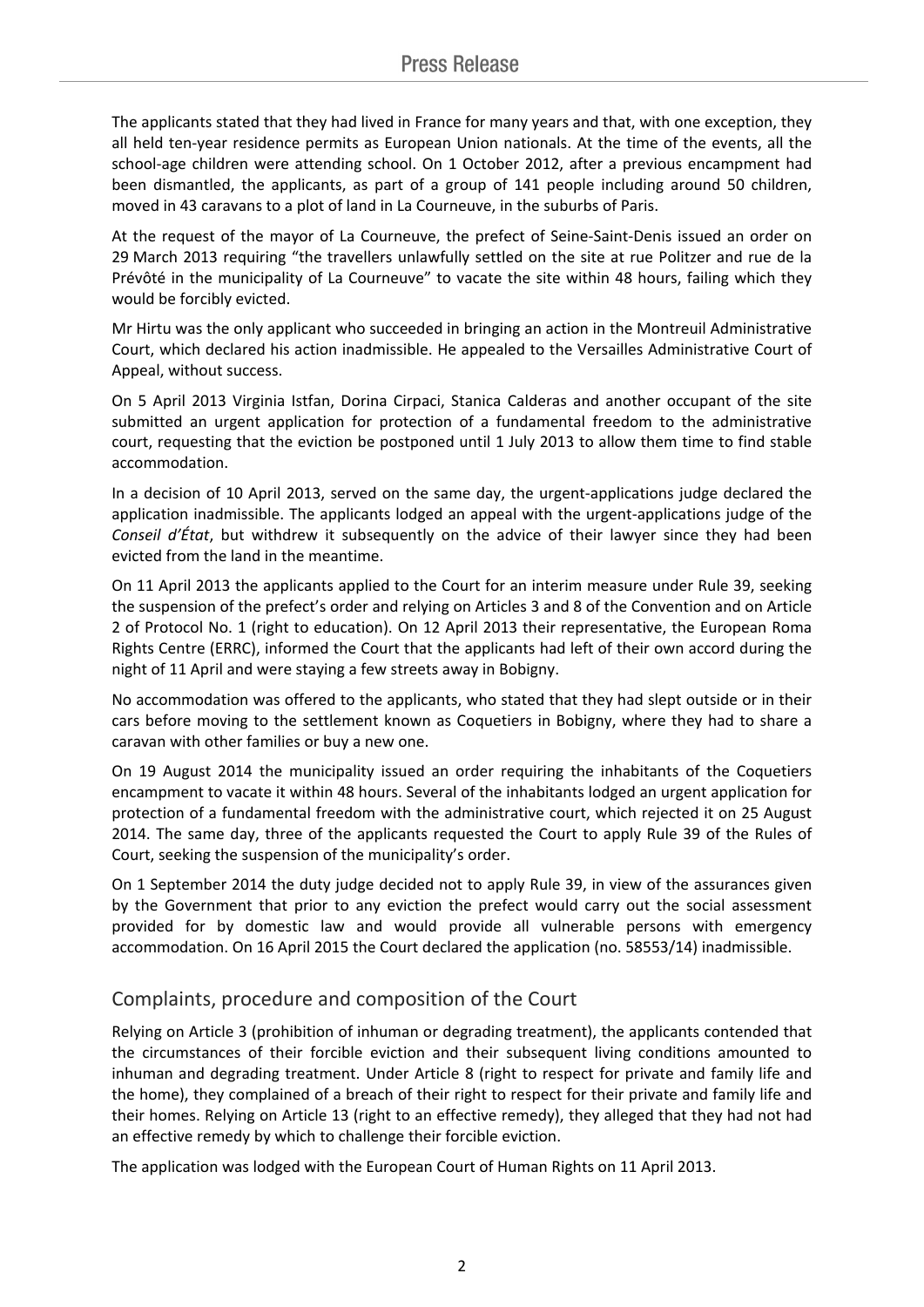The applicants stated that they had lived in France for many years and that, with one exception, they all held ten-year residence permits as European Union nationals. At the time of the events, all the school-age children were attending school. On 1 October 2012, after a previous encampment had been dismantled, the applicants, as part of a group of 141 people including around 50 children, moved in 43 caravans to a plot of land in La Courneuve, in the suburbs of Paris.

At the request of the mayor of La Courneuve, the prefect of Seine-Saint-Denis issued an order on 29 March 2013 requiring "the travellers unlawfully settled on the site at rue Politzer and rue de la Prévôté in the municipality of La Courneuve" to vacate the site within 48 hours, failing which they would be forcibly evicted.

Mr Hirtu was the only applicant who succeeded in bringing an action in the Montreuil Administrative Court, which declared his action inadmissible. He appealed to the Versailles Administrative Court of Appeal, without success.

On 5 April 2013 Virginia Istfan, Dorina Cirpaci, Stanica Calderas and another occupant of the site submitted an urgent application for protection of a fundamental freedom to the administrative court, requesting that the eviction be postponed until 1 July 2013 to allow them time to find stable accommodation.

In a decision of 10 April 2013, served on the same day, the urgent-applications judge declared the application inadmissible. The applicants lodged an appeal with the urgent-applications judge of the *Conseil d'État*, but withdrew it subsequently on the advice of their lawyer since they had been evicted from the land in the meantime.

On 11 April 2013 the applicants applied to the Court for an interim measure under Rule 39, seeking the suspension of the prefect's order and relying on Articles 3 and 8 of the Convention and on Article 2 of Protocol No. 1 (right to education). On 12 April 2013 their representative, the European Roma Rights Centre (ERRC), informed the Court that the applicants had left of their own accord during the night of 11 April and were staying a few streets away in Bobigny.

No accommodation was offered to the applicants, who stated that they had slept outside or in their cars before moving to the settlement known as Coquetiers in Bobigny, where they had to share a caravan with other families or buy a new one.

On 19 August 2014 the municipality issued an order requiring the inhabitants of the Coquetiers encampment to vacate it within 48 hours. Several of the inhabitants lodged an urgent application for protection of a fundamental freedom with the administrative court, which rejected it on 25 August 2014. The same day, three of the applicants requested the Court to apply Rule 39 of the Rules of Court, seeking the suspension of the municipality's order.

On 1 September 2014 the duty judge decided not to apply Rule 39, in view of the assurances given by the Government that prior to any eviction the prefect would carry out the social assessment provided for by domestic law and would provide all vulnerable persons with emergency accommodation. On 16 April 2015 the Court declared the application (no. 58553/14) inadmissible.

## Complaints, procedure and composition of the Court

Relying on Article 3 (prohibition of inhuman or degrading treatment), the applicants contended that the circumstances of their forcible eviction and their subsequent living conditions amounted to inhuman and degrading treatment. Under Article 8 (right to respect for private and family life and the home), they complained of a breach of their right to respect for their private and family life and their homes. Relying on Article 13 (right to an effective remedy), they alleged that they had not had an effective remedy by which to challenge their forcible eviction.

The application was lodged with the European Court of Human Rights on 11 April 2013.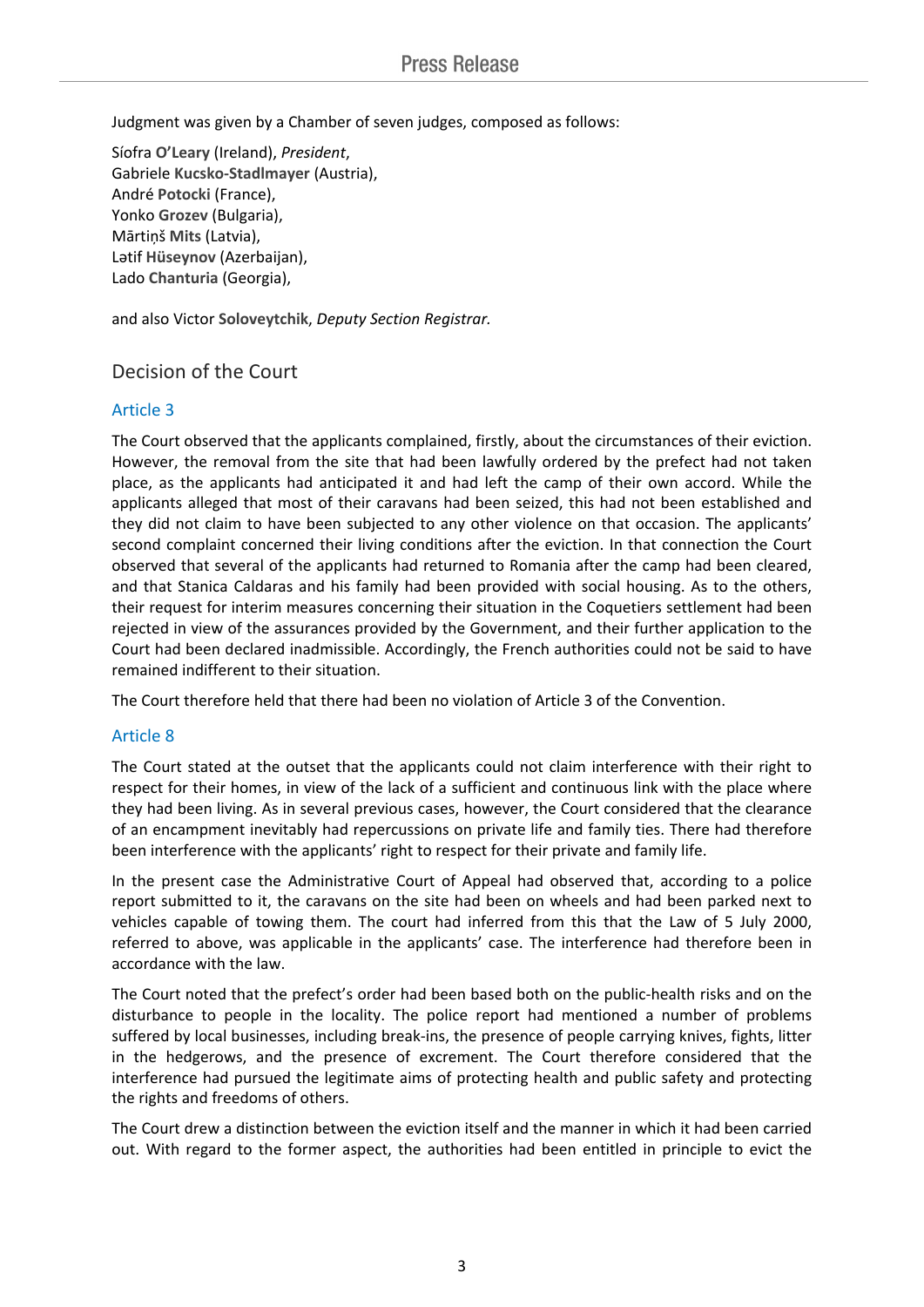Judgment was given by a Chamber of seven judges, composed as follows:

Síofra **O'Leary** (Ireland), *President*,
Gabriele **Kucsko-Stadlmayer** (Austria),
André **Potocki** (France),
Yonko **Grozev** (Bulgaria),
Mārtiņš **Mits** (Latvia),
Lətif **Hüseynov** (Azerbaijan),
Lado **Chanturia** (Georgia),

and also Victor **Soloveytchik**, *Deputy Section Registrar.*

## Decision of the Court

### Article 3

The Court observed that the applicants complained, firstly, about the circumstances of their eviction. However, the removal from the site that had been lawfully ordered by the prefect had not taken place, as the applicants had anticipated it and had left the camp of their own accord. While the applicants alleged that most of their caravans had been seized, this had not been established and they did not claim to have been subjected to any other violence on that occasion. The applicants' second complaint concerned their living conditions after the eviction. In that connection the Court observed that several of the applicants had returned to Romania after the camp had been cleared, and that Stanica Caldaras and his family had been provided with social housing. As to the others, their request for interim measures concerning their situation in the Coquetiers settlement had been rejected in view of the assurances provided by the Government, and their further application to the Court had been declared inadmissible. Accordingly, the French authorities could not be said to have remained indifferent to their situation.

The Court therefore held that there had been no violation of Article 3 of the Convention.

### Article 8

The Court stated at the outset that the applicants could not claim interference with their right to respect for their homes, in view of the lack of a sufficient and continuous link with the place where they had been living. As in several previous cases, however, the Court considered that the clearance of an encampment inevitably had repercussions on private life and family ties. There had therefore been interference with the applicants' right to respect for their private and family life.

In the present case the Administrative Court of Appeal had observed that, according to a police report submitted to it, the caravans on the site had been on wheels and had been parked next to vehicles capable of towing them. The court had inferred from this that the Law of 5 July 2000, referred to above, was applicable in the applicants' case. The interference had therefore been in accordance with the law.

The Court noted that the prefect's order had been based both on the public-health risks and on the disturbance to people in the locality. The police report had mentioned a number of problems suffered by local businesses, including break-ins, the presence of people carrying knives, fights, litter in the hedgerows, and the presence of excrement. The Court therefore considered that the interference had pursued the legitimate aims of protecting health and public safety and protecting the rights and freedoms of others.

The Court drew a distinction between the eviction itself and the manner in which it had been carried out. With regard to the former aspect, the authorities had been entitled in principle to evict the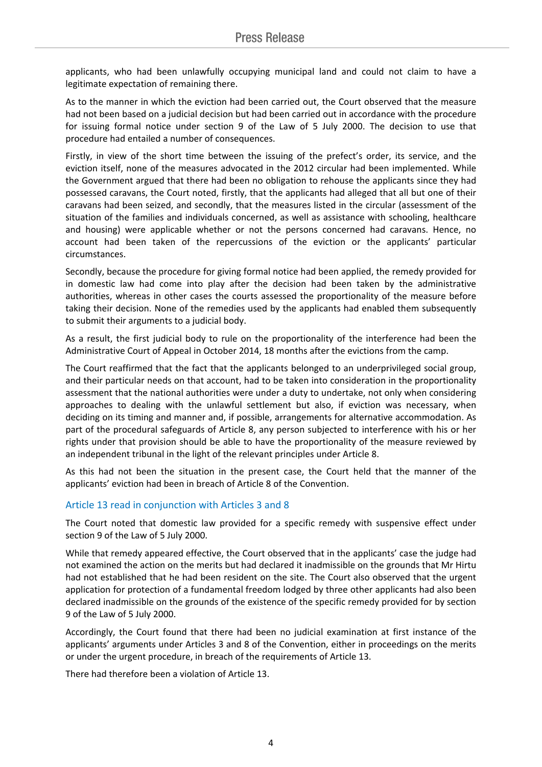applicants, who had been unlawfully occupying municipal land and could not claim to have a legitimate expectation of remaining there.

As to the manner in which the eviction had been carried out, the Court observed that the measure had not been based on a judicial decision but had been carried out in accordance with the procedure for issuing formal notice under section 9 of the Law of 5 July 2000. The decision to use that procedure had entailed a number of consequences.

Firstly, in view of the short time between the issuing of the prefect's order, its service, and the eviction itself, none of the measures advocated in the 2012 circular had been implemented. While the Government argued that there had been no obligation to rehouse the applicants since they had possessed caravans, the Court noted, firstly, that the applicants had alleged that all but one of their caravans had been seized, and secondly, that the measures listed in the circular (assessment of the situation of the families and individuals concerned, as well as assistance with schooling, healthcare and housing) were applicable whether or not the persons concerned had caravans. Hence, no account had been taken of the repercussions of the eviction or the applicants' particular circumstances.

Secondly, because the procedure for giving formal notice had been applied, the remedy provided for in domestic law had come into play after the decision had been taken by the administrative authorities, whereas in other cases the courts assessed the proportionality of the measure before taking their decision. None of the remedies used by the applicants had enabled them subsequently to submit their arguments to a judicial body.

As a result, the first judicial body to rule on the proportionality of the interference had been the Administrative Court of Appeal in October 2014, 18 months after the evictions from the camp.

The Court reaffirmed that the fact that the applicants belonged to an underprivileged social group, and their particular needs on that account, had to be taken into consideration in the proportionality assessment that the national authorities were under a duty to undertake, not only when considering approaches to dealing with the unlawful settlement but also, if eviction was necessary, when deciding on its timing and manner and, if possible, arrangements for alternative accommodation. As part of the procedural safeguards of Article 8, any person subjected to interference with his or her rights under that provision should be able to have the proportionality of the measure reviewed by an independent tribunal in the light of the relevant principles under Article 8.

As this had not been the situation in the present case, the Court held that the manner of the applicants' eviction had been in breach of Article 8 of the Convention.

### Article 13 read in conjunction with Articles 3 and 8

The Court noted that domestic law provided for a specific remedy with suspensive effect under section 9 of the Law of 5 July 2000.

While that remedy appeared effective, the Court observed that in the applicants' case the judge had not examined the action on the merits but had declared it inadmissible on the grounds that Mr Hirtu had not established that he had been resident on the site. The Court also observed that the urgent application for protection of a fundamental freedom lodged by three other applicants had also been declared inadmissible on the grounds of the existence of the specific remedy provided for by section 9 of the Law of 5 July 2000.

Accordingly, the Court found that there had been no judicial examination at first instance of the applicants' arguments under Articles 3 and 8 of the Convention, either in proceedings on the merits or under the urgent procedure, in breach of the requirements of Article 13.

There had therefore been a violation of Article 13.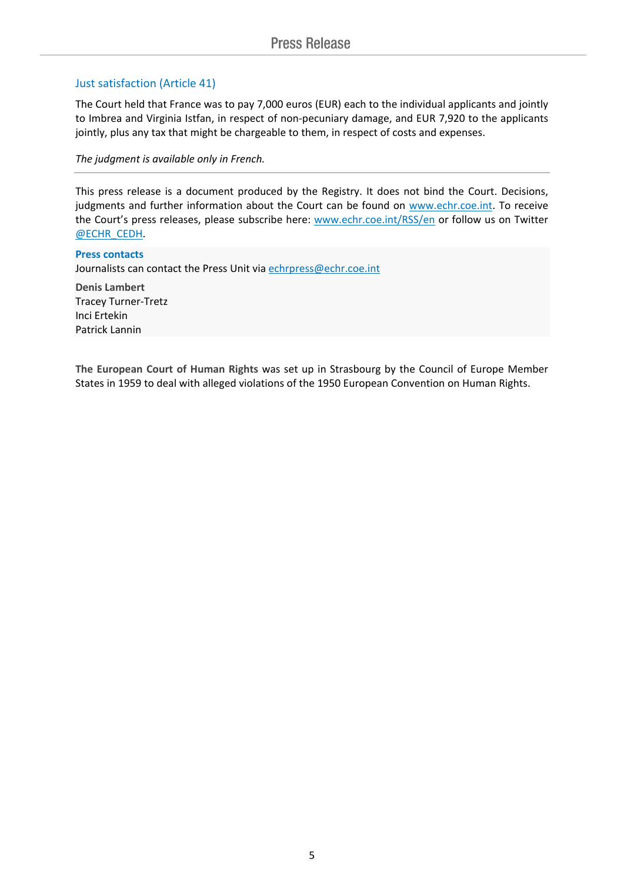### Just satisfaction (Article 41)

The Court held that France was to pay 7,000 euros (EUR) each to the individual applicants and jointly to Imbrea and Virginia Istfan, in respect of non-pecuniary damage, and EUR 7,920 to the applicants jointly, plus any tax that might be chargeable to them, in respect of costs and expenses.

*The judgment is available only in French.*

---

This press release is a document produced by the Registry. It does not bind the Court. Decisions, judgments and further information about the Court can be found on [www.echr.coe.int](www.echr.coe.int). To receive the Court's press releases, please subscribe here: [www.echr.coe.int/RSS/en](www.echr.coe.int/RSS/en) or follow us on Twitter [@ECHR_CEDH](@ECHR_CEDH).

**Press contacts**
Journalists can contact the Press Unit via [echrpress@echr.coe.int](mailto:echrpress@echr.coe.int)

**Denis Lambert**
Tracey Turner-Tretz
Inci Ertekin
Patrick Lannin

**The European Court of Human Rights** was set up in Strasbourg by the Council of Europe Member States in 1959 to deal with alleged violations of the 1950 European Convention on Human Rights.